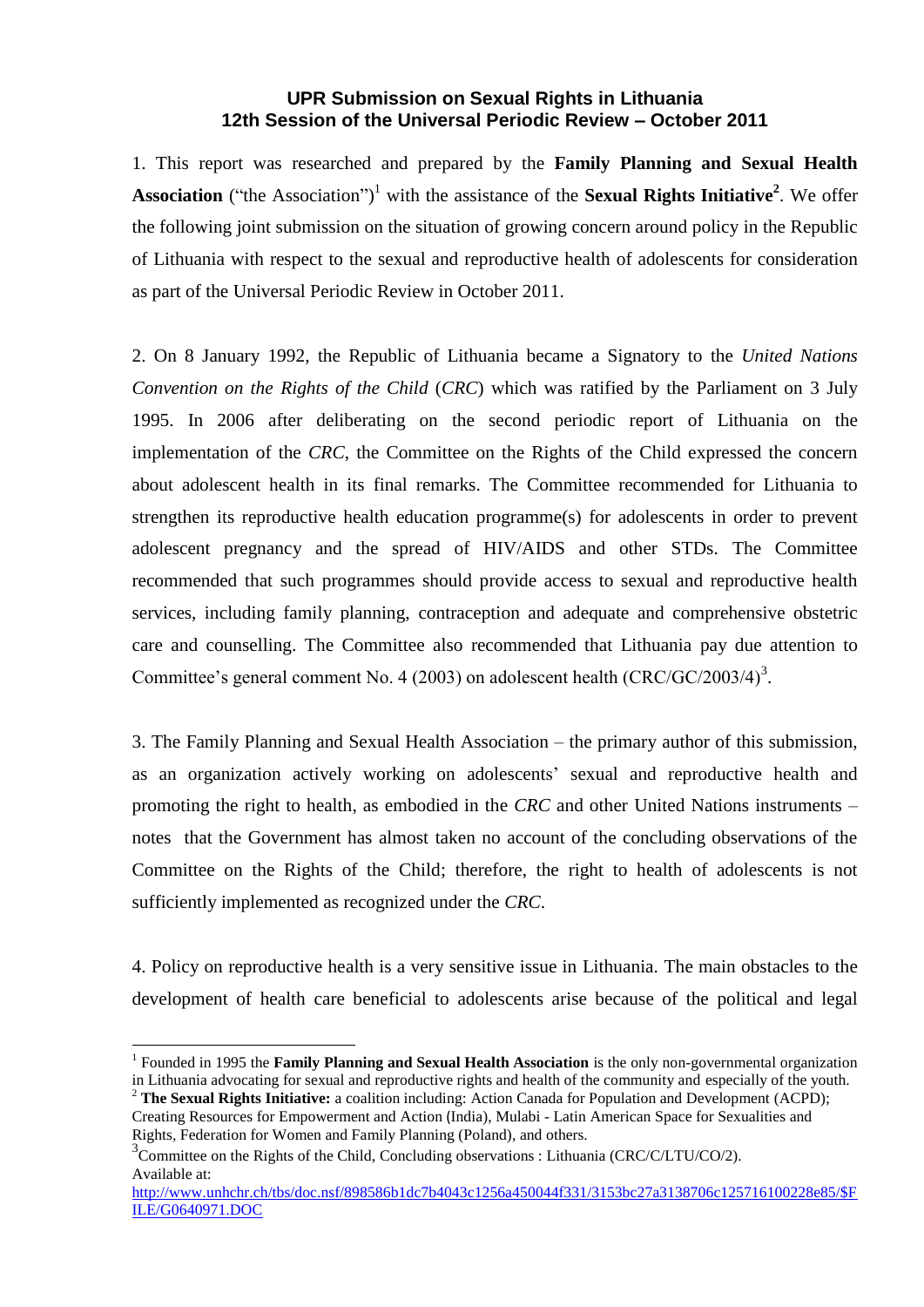**UPR Submission on Sexual Rights in Lithuania**
**12th Session of the Universal Periodic Review – October 2011**

1. This report was researched and prepared by the **Family Planning and Sexual Health Association** ("the Association")[1] with the assistance of the **Sexual Rights Initiative**[2]. We offer the following joint submission on the situation of growing concern around policy in the Republic of Lithuania with respect to the sexual and reproductive health of adolescents for consideration as part of the Universal Periodic Review in October 2011.

2. On 8 January 1992, the Republic of Lithuania became a Signatory to the *United Nations Convention on the Rights of the Child* (*CRC*) which was ratified by the Parliament on 3 July 1995. In 2006 after deliberating on the second periodic report of Lithuania on the implementation of the *CRC*, the Committee on the Rights of the Child expressed the concern about adolescent health in its final remarks. The Committee recommended for Lithuania to strengthen its reproductive health education programme(s) for adolescents in order to prevent adolescent pregnancy and the spread of HIV/AIDS and other STDs. The Committee recommended that such programmes should provide access to sexual and reproductive health services, including family planning, contraception and adequate and comprehensive obstetric care and counselling. The Committee also recommended that Lithuania pay due attention to Committee's general comment No. 4 (2003) on adolescent health (CRC/GC/2003/4)[3].

3. The Family Planning and Sexual Health Association – the primary author of this submission, as an organization actively working on adolescents' sexual and reproductive health and promoting the right to health, as embodied in the *CRC* and other United Nations instruments – notes that the Government has almost taken no account of the concluding observations of the Committee on the Rights of the Child; therefore, the right to health of adolescents is not sufficiently implemented as recognized under the *CRC*.

4. Policy on reproductive health is a very sensitive issue in Lithuania. The main obstacles to the development of health care beneficial to adolescents arise because of the political and legal

---

[1] Founded in 1995 the **Family Planning and Sexual Health Association** is the only non-governmental organization in Lithuania advocating for sexual and reproductive rights and health of the community and especially of the youth.

[2] **The Sexual Rights Initiative:** a coalition including: Action Canada for Population and Development (ACPD); Creating Resources for Empowerment and Action (India), Mulabi - Latin American Space for Sexualities and Rights, Federation for Women and Family Planning (Poland), and others.

[3] Committee on the Rights of the Child, Concluding observations : Lithuania (CRC/C/LTU/CO/2). Available at: http://www.unhchr.ch/tbs/doc.nsf/898586b1dc7b4043c1256a450044f331/3153bc27a3138706c125716100228e85/$FILE/G0640971.DOC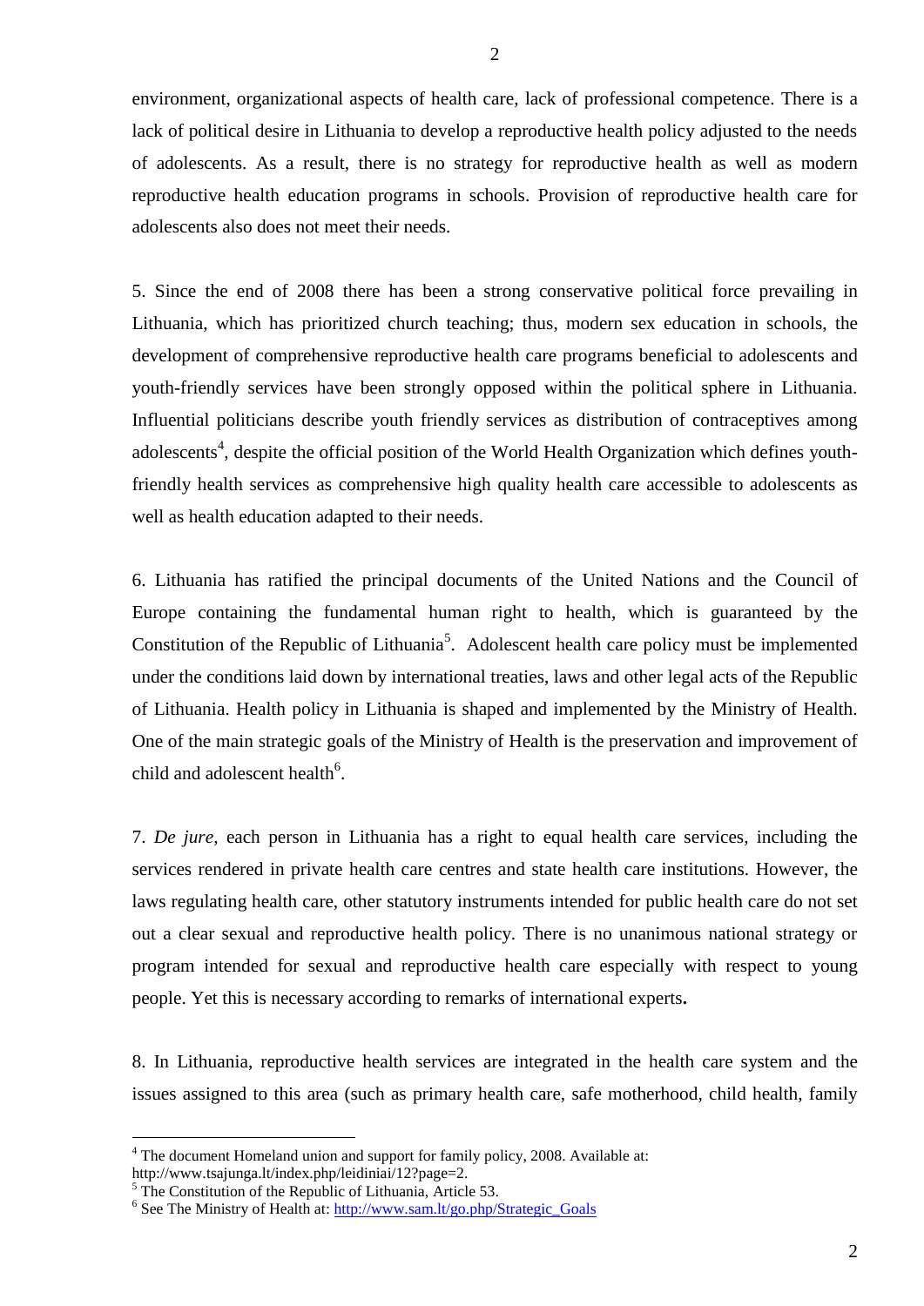environment, organizational aspects of health care, lack of professional competence. There is a lack of political desire in Lithuania to develop a reproductive health policy adjusted to the needs of adolescents. As a result, there is no strategy for reproductive health as well as modern reproductive health education programs in schools. Provision of reproductive health care for adolescents also does not meet their needs.

5. Since the end of 2008 there has been a strong conservative political force prevailing in Lithuania, which has prioritized church teaching; thus, modern sex education in schools, the development of comprehensive reproductive health care programs beneficial to adolescents and youth-friendly services have been strongly opposed within the political sphere in Lithuania. Influential politicians describe youth friendly services as distribution of contraceptives among adolescents[4], despite the official position of the World Health Organization which defines youth-friendly health services as comprehensive high quality health care accessible to adolescents as well as health education adapted to their needs.

6. Lithuania has ratified the principal documents of the United Nations and the Council of Europe containing the fundamental human right to health, which is guaranteed by the Constitution of the Republic of Lithuania[5]. Adolescent health care policy must be implemented under the conditions laid down by international treaties, laws and other legal acts of the Republic of Lithuania. Health policy in Lithuania is shaped and implemented by the Ministry of Health. One of the main strategic goals of the Ministry of Health is the preservation and improvement of child and adolescent health[6].

7. *De jure*, each person in Lithuania has a right to equal health care services, including the services rendered in private health care centres and state health care institutions. However, the laws regulating health care, other statutory instruments intended for public health care do not set out a clear sexual and reproductive health policy. There is no unanimous national strategy or program intended for sexual and reproductive health care especially with respect to young people. Yet this is necessary according to remarks of international experts**.**

8. In Lithuania, reproductive health services are integrated in the health care system and the issues assigned to this area (such as primary health care, safe motherhood, child health, family

---

[4] The document Homeland union and support for family policy, 2008. Available at: http://www.tsajunga.lt/index.php/leidiniai/12?page=2.

[5] The Constitution of the Republic of Lithuania, Article 53.

[6] See The Ministry of Health at: http://www.sam.lt/go.php/Strategic_Goals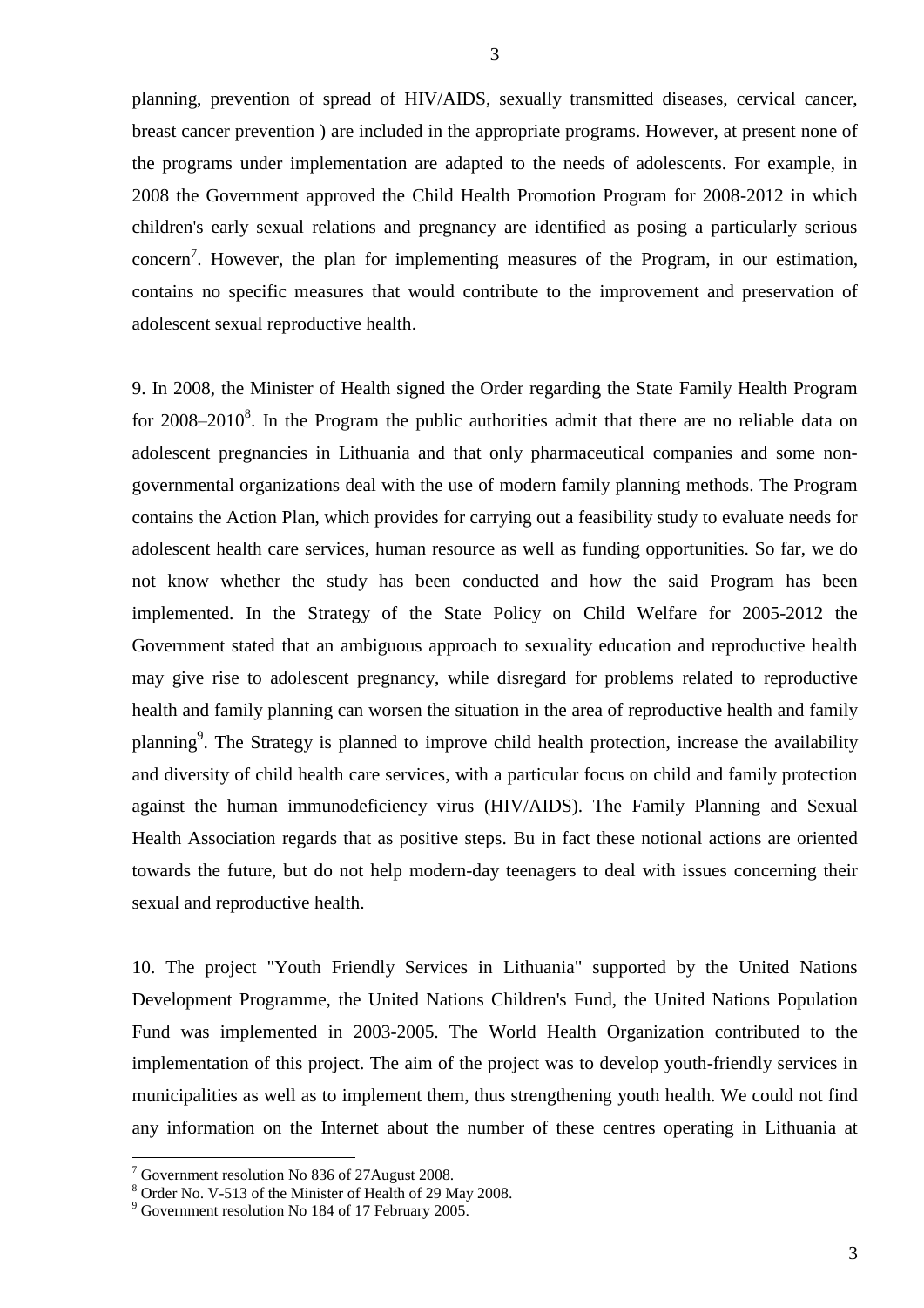planning, prevention of spread of HIV/AIDS, sexually transmitted diseases, cervical cancer, breast cancer prevention ) are included in the appropriate programs. However, at present none of the programs under implementation are adapted to the needs of adolescents. For example, in 2008 the Government approved the Child Health Promotion Program for 2008-2012 in which children's early sexual relations and pregnancy are identified as posing a particularly serious concern[7]. However, the plan for implementing measures of the Program, in our estimation, contains no specific measures that would contribute to the improvement and preservation of adolescent sexual reproductive health.

9. In 2008, the Minister of Health signed the Order regarding the State Family Health Program for 2008–2010[8]. In the Program the public authorities admit that there are no reliable data on adolescent pregnancies in Lithuania and that only pharmaceutical companies and some non-governmental organizations deal with the use of modern family planning methods. The Program contains the Action Plan, which provides for carrying out a feasibility study to evaluate needs for adolescent health care services, human resource as well as funding opportunities. So far, we do not know whether the study has been conducted and how the said Program has been implemented. In the Strategy of the State Policy on Child Welfare for 2005-2012 the Government stated that an ambiguous approach to sexuality education and reproductive health may give rise to adolescent pregnancy, while disregard for problems related to reproductive health and family planning can worsen the situation in the area of reproductive health and family planning[9]. The Strategy is planned to improve child health protection, increase the availability and diversity of child health care services, with a particular focus on child and family protection against the human immunodeficiency virus (HIV/AIDS). The Family Planning and Sexual Health Association regards that as positive steps. Bu in fact these notional actions are oriented towards the future, but do not help modern-day teenagers to deal with issues concerning their sexual and reproductive health.

10. The project "Youth Friendly Services in Lithuania" supported by the United Nations Development Programme, the United Nations Children's Fund, the United Nations Population Fund was implemented in 2003-2005. The World Health Organization contributed to the implementation of this project. The aim of the project was to develop youth-friendly services in municipalities as well as to implement them, thus strengthening youth health. We could not find any information on the Internet about the number of these centres operating in Lithuania at

---

[7] Government resolution No 836 of 27August 2008.

[8] Order No. V-513 of the Minister of Health of 29 May 2008.

[9] Government resolution No 184 of 17 February 2005.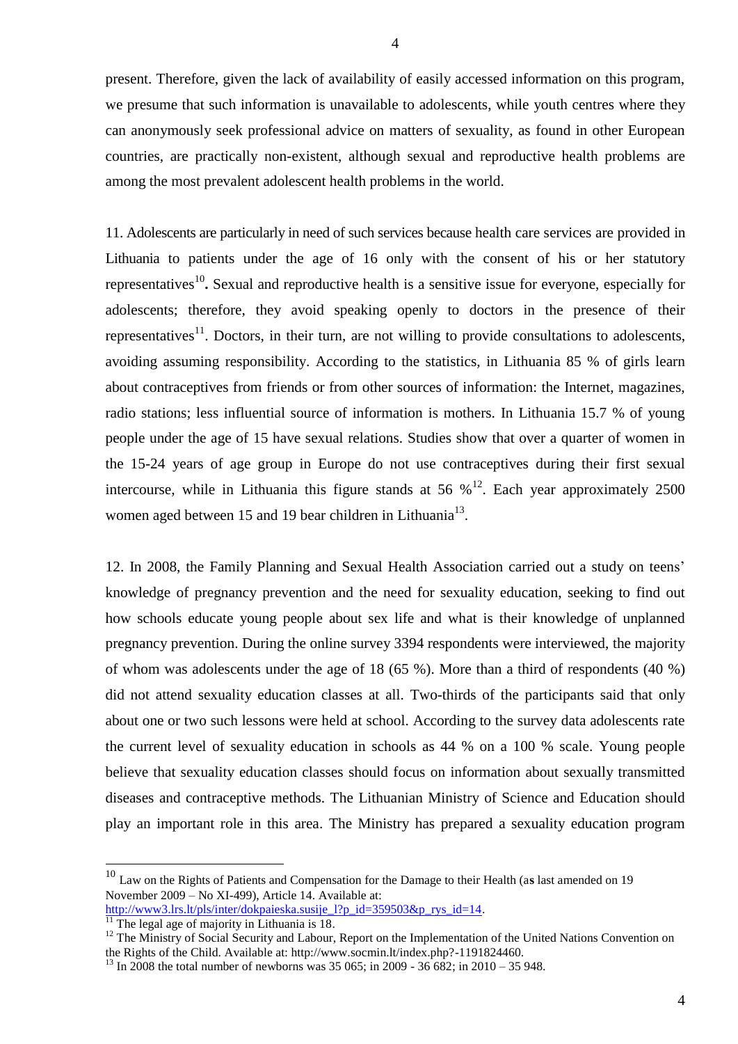present. Therefore, given the lack of availability of easily accessed information on this program, we presume that such information is unavailable to adolescents, while youth centres where they can anonymously seek professional advice on matters of sexuality, as found in other European countries, are practically non-existent, although sexual and reproductive health problems are among the most prevalent adolescent health problems in the world.

11. Adolescents are particularly in need of such services because health care services are provided in Lithuania to patients under the age of 16 only with the consent of his or her statutory representatives[10]**.** Sexual and reproductive health is a sensitive issue for everyone, especially for adolescents; therefore, they avoid speaking openly to doctors in the presence of their representatives[11]. Doctors, in their turn, are not willing to provide consultations to adolescents, avoiding assuming responsibility. According to the statistics, in Lithuania 85 % of girls learn about contraceptives from friends or from other sources of information: the Internet, magazines, radio stations; less influential source of information is mothers. In Lithuania 15.7 % of young people under the age of 15 have sexual relations. Studies show that over a quarter of women in the 15-24 years of age group in Europe do not use contraceptives during their first sexual intercourse, while in Lithuania this figure stands at 56 %[12]. Each year approximately 2500 women aged between 15 and 19 bear children in Lithuania[13].

12. In 2008, the Family Planning and Sexual Health Association carried out a study on teens' knowledge of pregnancy prevention and the need for sexuality education, seeking to find out how schools educate young people about sex life and what is their knowledge of unplanned pregnancy prevention. During the online survey 3394 respondents were interviewed, the majority of whom was adolescents under the age of 18 (65 %). More than a third of respondents (40 %) did not attend sexuality education classes at all. Two-thirds of the participants said that only about one or two such lessons were held at school. According to the survey data adolescents rate the current level of sexuality education in schools as 44 % on a 100 % scale. Young people believe that sexuality education classes should focus on information about sexually transmitted diseases and contraceptive methods. The Lithuanian Ministry of Science and Education should play an important role in this area. The Ministry has prepared a sexuality education program

---

[10] Law on the Rights of Patients and Compensation for the Damage to their Health (as last amended on 19 November 2009 – No XI-499), Article 14. Available at: http://www3.lrs.lt/pls/inter/dokpaieska.susije_l?p_id=359503&p_rys_id=14.

[11] The legal age of majority in Lithuania is 18.

[12] The Ministry of Social Security and Labour, Report on the Implementation of the United Nations Convention on the Rights of the Child. Available at: http://www.socmin.lt/index.php?-1191824460.

[13] In 2008 the total number of newborns was 35 065; in 2009 - 36 682; in 2010 – 35 948.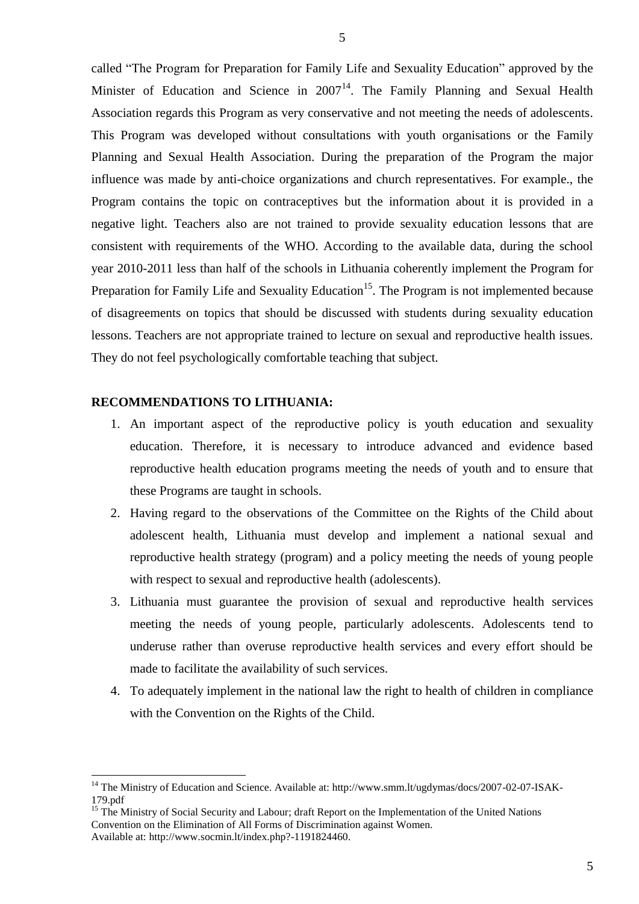called "The Program for Preparation for Family Life and Sexuality Education" approved by the Minister of Education and Science in 2007[14]. The Family Planning and Sexual Health Association regards this Program as very conservative and not meeting the needs of adolescents. This Program was developed without consultations with youth organisations or the Family Planning and Sexual Health Association. During the preparation of the Program the major influence was made by anti-choice organizations and church representatives. For example., the Program contains the topic on contraceptives but the information about it is provided in a negative light. Teachers also are not trained to provide sexuality education lessons that are consistent with requirements of the WHO. According to the available data, during the school year 2010-2011 less than half of the schools in Lithuania coherently implement the Program for Preparation for Family Life and Sexuality Education[15]. The Program is not implemented because of disagreements on topics that should be discussed with students during sexuality education lessons. Teachers are not appropriate trained to lecture on sexual and reproductive health issues. They do not feel psychologically comfortable teaching that subject.

**RECOMMENDATIONS TO LITHUANIA:**

1. An important aspect of the reproductive policy is youth education and sexuality education. Therefore, it is necessary to introduce advanced and evidence based reproductive health education programs meeting the needs of youth and to ensure that these Programs are taught in schools.
2. Having regard to the observations of the Committee on the Rights of the Child about adolescent health, Lithuania must develop and implement a national sexual and reproductive health strategy (program) and a policy meeting the needs of young people with respect to sexual and reproductive health (adolescents).
3. Lithuania must guarantee the provision of sexual and reproductive health services meeting the needs of young people, particularly adolescents. Adolescents tend to underuse rather than overuse reproductive health services and every effort should be made to facilitate the availability of such services.
4. To adequately implement in the national law the right to health of children in compliance with the Convention on the Rights of the Child.

---

[14] The Ministry of Education and Science. Available at: http://www.smm.lt/ugdymas/docs/2007-02-07-ISAK-179.pdf

[15] The Ministry of Social Security and Labour; draft Report on the Implementation of the United Nations Convention on the Elimination of All Forms of Discrimination against Women. Available at: http://www.socmin.lt/index.php?-1191824460.